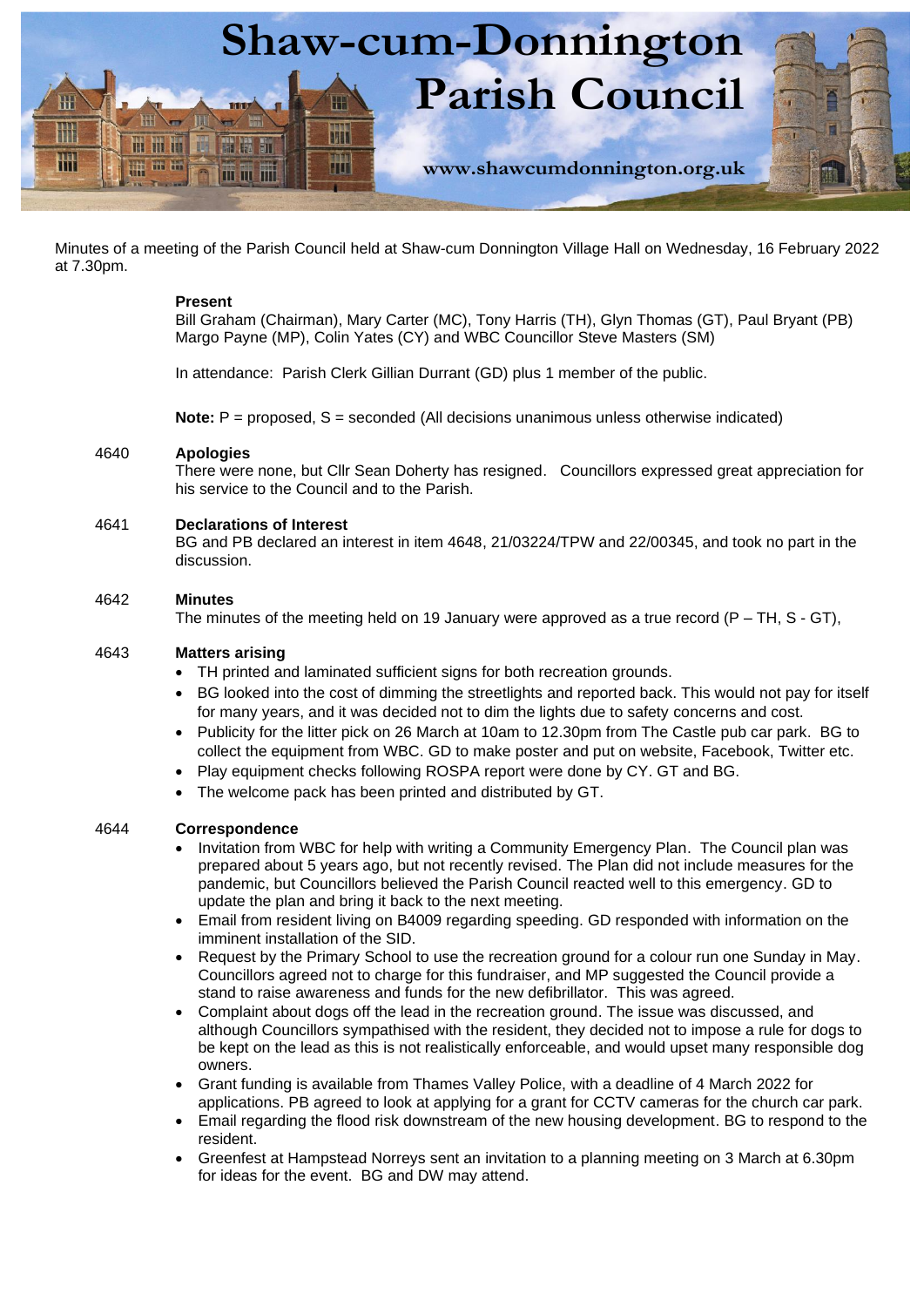# Shaw-cum-Donnington Parish Council

www.shawcumdonnington.org.uk

Minutes of a meeting of the Parish Council held at Shaw-cum Donnington Village Hall on Wednesday, 16 February 2022 at 7.30pm.

**Present**

Bill Graham (Chairman), Mary Carter (MC), Tony Harris (TH), Glyn Thomas (GT), Paul Bryant (PB) Margo Payne (MP), Colin Yates (CY) and WBC Councillor Steve Masters (SM)

In attendance: Parish Clerk Gillian Durrant (GD) plus 1 member of the public.

**Note:** P = proposed, S = seconded (All decisions unanimous unless otherwise indicated)

4640 **Apologies**

There were none, but Cllr Sean Doherty has resigned. Councillors expressed great appreciation for his service to the Council and to the Parish.

4641 **Declarations of Interest**

BG and PB declared an interest in item 4648, 21/03224/TPW and 22/00345, and took no part in the discussion.

4642 **Minutes**

The minutes of the meeting held on 19 January were approved as a true record (P – TH, S - GT),

4643 **Matters arising**

- TH printed and laminated sufficient signs for both recreation grounds.
- BG looked into the cost of dimming the streetlights and reported back. This would not pay for itself for many years, and it was decided not to dim the lights due to safety concerns and cost.
- Publicity for the litter pick on 26 March at 10am to 12.30pm from The Castle pub car park. BG to collect the equipment from WBC. GD to make poster and put on website, Facebook, Twitter etc.
- Play equipment checks following ROSPA report were done by CY. GT and BG.
- The welcome pack has been printed and distributed by GT.

4644 **Correspondence**

- Invitation from WBC for help with writing a Community Emergency Plan. The Council plan was prepared about 5 years ago, but not recently revised. The Plan did not include measures for the pandemic, but Councillors believed the Parish Council reacted well to this emergency. GD to update the plan and bring it back to the next meeting.
- Email from resident living on B4009 regarding speeding. GD responded with information on the imminent installation of the SID.
- Request by the Primary School to use the recreation ground for a colour run one Sunday in May. Councillors agreed not to charge for this fundraiser, and MP suggested the Council provide a stand to raise awareness and funds for the new defibrillator. This was agreed.
- Complaint about dogs off the lead in the recreation ground. The issue was discussed, and although Councillors sympathised with the resident, they decided not to impose a rule for dogs to be kept on the lead as this is not realistically enforceable, and would upset many responsible dog owners.
- Grant funding is available from Thames Valley Police, with a deadline of 4 March 2022 for applications. PB agreed to look at applying for a grant for CCTV cameras for the church car park.
- Email regarding the flood risk downstream of the new housing development. BG to respond to the resident.
- Greenfest at Hampstead Norreys sent an invitation to a planning meeting on 3 March at 6.30pm for ideas for the event. BG and DW may attend.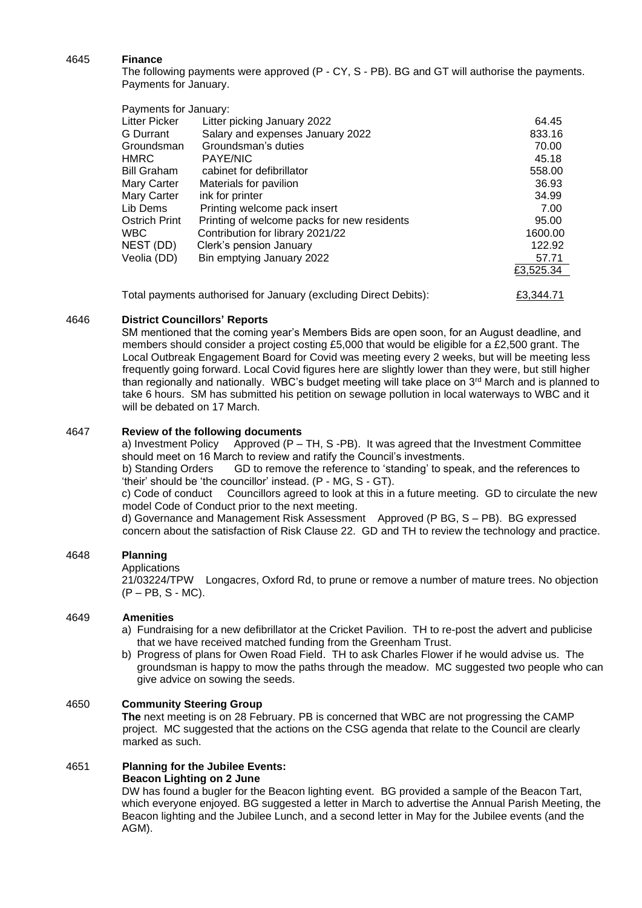4645 **Finance**

The following payments were approved (P - CY, S - PB). BG and GT will authorise the payments. Payments for January.

Payments for January:

| | | |
|---|---|---|
| Litter Picker | Litter picking January 2022 | 64.45 |
| G Durrant | Salary and expenses January 2022 | 833.16 |
| Groundsman | Groundsman's duties | 70.00 |
| HMRC | PAYE/NIC | 45.18 |
| Bill Graham | cabinet for defibrillator | 558.00 |
| Mary Carter | Materials for pavilion | 36.93 |
| Mary Carter | ink for printer | 34.99 |
| Lib Dems | Printing welcome pack insert | 7.00 |
| Ostrich Print | Printing of welcome packs for new residents | 95.00 |
| WBC | Contribution for library 2021/22 | 1600.00 |
| NEST (DD) | Clerk's pension January | 122.92 |
| Veolia (DD) | Bin emptying January 2022 | 57.71 |
| | | £3,525.34 |

Total payments authorised for January (excluding Direct Debits): £3,344.71

4646 **District Councillors' Reports**

SM mentioned that the coming year's Members Bids are open soon, for an August deadline, and members should consider a project costing £5,000 that would be eligible for a £2,500 grant. The Local Outbreak Engagement Board for Covid was meeting every 2 weeks, but will be meeting less frequently going forward. Local Covid figures here are slightly lower than they were, but still higher than regionally and nationally. WBC's budget meeting will take place on 3rd March and is planned to take 6 hours. SM has submitted his petition on sewage pollution in local waterways to WBC and it will be debated on 17 March.

4647 **Review of the following documents**

a) Investment Policy Approved (P – TH, S -PB). It was agreed that the Investment Committee should meet on 16 March to review and ratify the Council's investments.

b) Standing Orders GD to remove the reference to 'standing' to speak, and the references to 'their' should be 'the councillor' instead. (P - MG, S - GT).

c) Code of conduct Councillors agreed to look at this in a future meeting. GD to circulate the new model Code of Conduct prior to the next meeting.

d) Governance and Management Risk Assessment Approved (P BG, S – PB). BG expressed concern about the satisfaction of Risk Clause 22. GD and TH to review the technology and practice.

4648 **Planning**

Applications

21/03224/TPW Longacres, Oxford Rd, to prune or remove a number of mature trees. No objection (P – PB, S - MC).

4649 **Amenities**

a) Fundraising for a new defibrillator at the Cricket Pavilion. TH to re-post the advert and publicise that we have received matched funding from the Greenham Trust.
b) Progress of plans for Owen Road Field. TH to ask Charles Flower if he would advise us. The groundsman is happy to mow the paths through the meadow. MC suggested two people who can give advice on sowing the seeds.

4650 **Community Steering Group**

**The** next meeting is on 28 February. PB is concerned that WBC are not progressing the CAMP project. MC suggested that the actions on the CSG agenda that relate to the Council are clearly marked as such.

4651 **Planning for the Jubilee Events:**
**Beacon Lighting on 2 June**

DW has found a bugler for the Beacon lighting event. BG provided a sample of the Beacon Tart, which everyone enjoyed. BG suggested a letter in March to advertise the Annual Parish Meeting, the Beacon lighting and the Jubilee Lunch, and a second letter in May for the Jubilee events (and the AGM).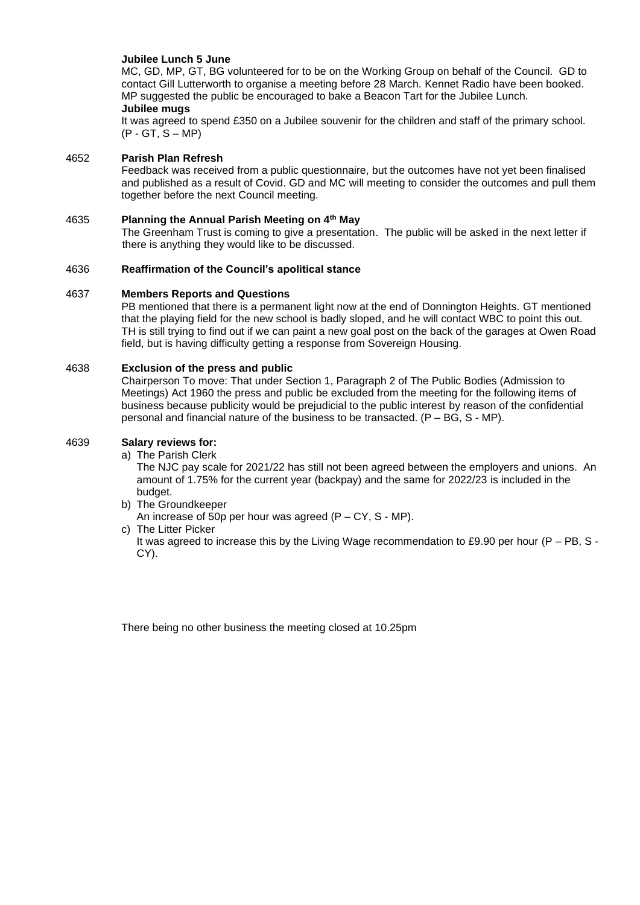**Jubilee Lunch 5 June**

MC, GD, MP, GT, BG volunteered for to be on the Working Group on behalf of the Council. GD to contact Gill Lutterworth to organise a meeting before 28 March. Kennet Radio have been booked. MP suggested the public be encouraged to bake a Beacon Tart for the Jubilee Lunch.

**Jubilee mugs**

It was agreed to spend £350 on a Jubilee souvenir for the children and staff of the primary school. (P - GT, S – MP)

4652 **Parish Plan Refresh**

Feedback was received from a public questionnaire, but the outcomes have not yet been finalised and published as a result of Covid. GD and MC will meeting to consider the outcomes and pull them together before the next Council meeting.

4635 **Planning the Annual Parish Meeting on 4th May**

The Greenham Trust is coming to give a presentation. The public will be asked in the next letter if there is anything they would like to be discussed.

4636 **Reaffirmation of the Council's apolitical stance**

4637 **Members Reports and Questions**

PB mentioned that there is a permanent light now at the end of Donnington Heights. GT mentioned that the playing field for the new school is badly sloped, and he will contact WBC to point this out. TH is still trying to find out if we can paint a new goal post on the back of the garages at Owen Road field, but is having difficulty getting a response from Sovereign Housing.

4638 **Exclusion of the press and public**

Chairperson To move: That under Section 1, Paragraph 2 of The Public Bodies (Admission to Meetings) Act 1960 the press and public be excluded from the meeting for the following items of business because publicity would be prejudicial to the public interest by reason of the confidential personal and financial nature of the business to be transacted. (P – BG, S - MP).

4639 **Salary reviews for:**

a) The Parish Clerk
   The NJC pay scale for 2021/22 has still not been agreed between the employers and unions. An amount of 1.75% for the current year (backpay) and the same for 2022/23 is included in the budget.
b) The Groundkeeper
   An increase of 50p per hour was agreed (P – CY, S - MP).
c) The Litter Picker
   It was agreed to increase this by the Living Wage recommendation to £9.90 per hour (P – PB, S - CY).

There being no other business the meeting closed at 10.25pm